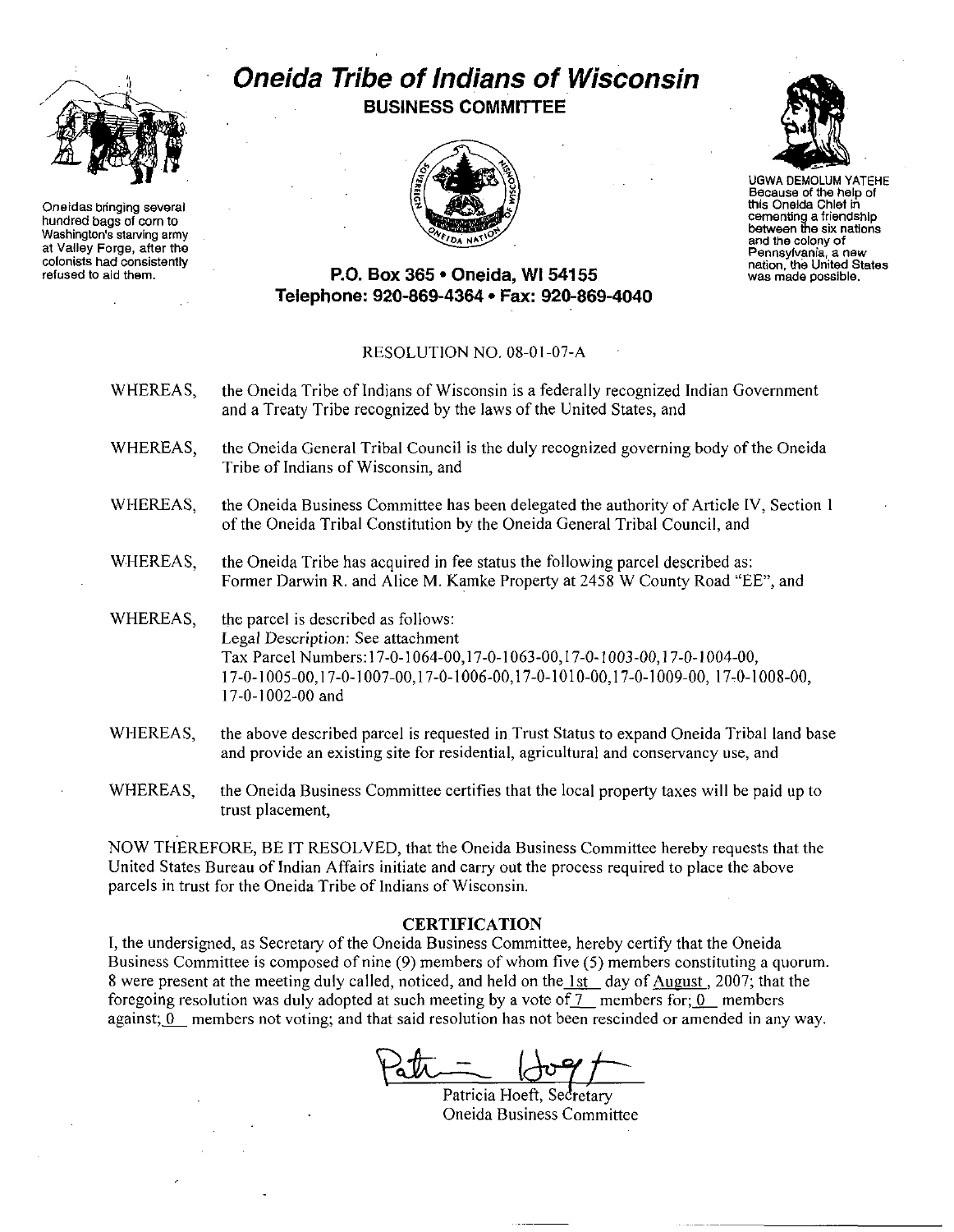Oneidas bringing several hundred bags of corn to Washington's starving army at Valley Forge, after the colonists had consistently refused to aid them.

# Oneida Tribe of Indians of Wisconsin

## BUSINESS COMMITTEE

UGWA DEMOLUM YATEHE
Because of the help of this Oneida Chief in cementing a friendship between the six nations and the colony of Pennsylvania, a new nation, the United States was made possible.

**P.O. Box 365 • Oneida, WI 54155**
**Telephone: 920-869-4364 • Fax: 920-869-4040**

RESOLUTION NO. 08-01-07-A

WHEREAS, the Oneida Tribe of Indians of Wisconsin is a federally recognized Indian Government and a Treaty Tribe recognized by the laws of the United States, and

WHEREAS, the Oneida General Tribal Council is the duly recognized governing body of the Oneida Tribe of Indians of Wisconsin, and

WHEREAS, the Oneida Business Committee has been delegated the authority of Article IV, Section 1 of the Oneida Tribal Constitution by the Oneida General Tribal Council, and

WHEREAS, the Oneida Tribe has acquired in fee status the following parcel described as: Former Darwin R. and Alice M. Kamke Property at 2458 W County Road "EE", and

WHEREAS, the parcel is described as follows:
Legal Description: See attachment
Tax Parcel Numbers:17-0-1064-00,17-0-1063-00,17-0-1003-00,17-0-1004-00, 17-0-1005-00,17-0-1007-00,17-0-1006-00,17-0-1010-00,17-0-1009-00, 17-0-1008-00, 17-0-1002-00 and

WHEREAS, the above described parcel is requested in Trust Status to expand Oneida Tribal land base and provide an existing site for residential, agricultural and conservancy use, and

WHEREAS, the Oneida Business Committee certifies that the local property taxes will be paid up to trust placement,

NOW THEREFORE, BE IT RESOLVED, that the Oneida Business Committee hereby requests that the United States Bureau of Indian Affairs initiate and carry out the process required to place the above parcels in trust for the Oneida Tribe of Indians of Wisconsin.

**CERTIFICATION**

I, the undersigned, as Secretary of the Oneida Business Committee, hereby certify that the Oneida Business Committee is composed of nine (9) members of whom five (5) members constituting a quorum. 8 were present at the meeting duly called, noticed, and held on the 1st day of August, 2007; that the foregoing resolution was duly adopted at such meeting by a vote of 7 members for; 0 members against; 0 members not voting; and that said resolution has not been rescinded or amended in any way.

Patricia Hoeft, Secretary
Oneida Business Committee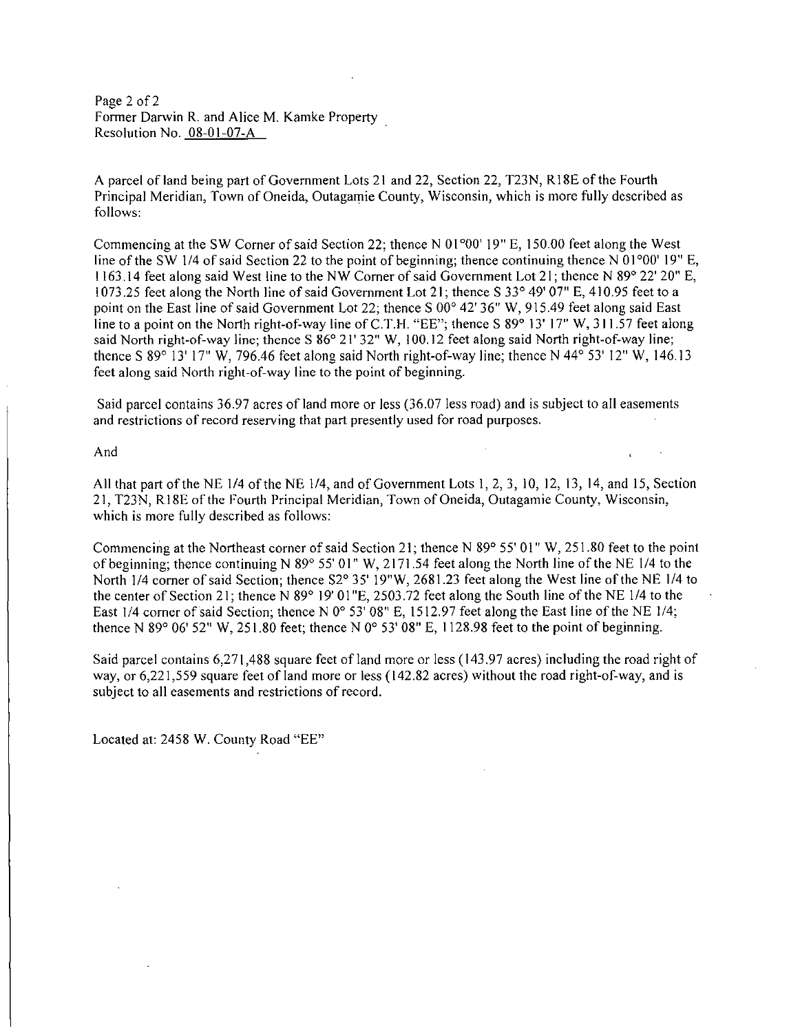Page 2 of 2
Former Darwin R. and Alice M. Kamke Property
Resolution No. 08-01-07-A

A parcel of land being part of Government Lots 21 and 22, Section 22, T23N, R18E of the Fourth Principal Meridian, Town of Oneida, Outagamie County, Wisconsin, which is more fully described as follows:

Commencing at the SW Corner of said Section 22; thence N 01°00' 19" E, 150.00 feet along the West line of the SW 1/4 of said Section 22 to the point of beginning; thence continuing thence N 01°00' 19" E, 1163.14 feet along said West line to the NW Corner of said Government Lot 21; thence N 89° 22' 20" E, 1073.25 feet along the North line of said Government Lot 21; thence S 33° 49' 07" E, 410.95 feet to a point on the East line of said Government Lot 22; thence S 00° 42' 36" W, 915.49 feet along said East line to a point on the North right-of-way line of C.T.H. "EE"; thence S 89° 13' 17" W, 311.57 feet along said North right-of-way line; thence S 86° 21' 32" W, 100.12 feet along said North right-of-way line; thence S 89° 13' 17" W, 796.46 feet along said North right-of-way line; thence N 44° 53' 12" W, 146.13 feet along said North right-of-way line to the point of beginning.

Said parcel contains 36.97 acres of land more or less (36.07 less road) and is subject to all easements and restrictions of record reserving that part presently used for road purposes.

And

All that part of the NE 1/4 of the NE 1/4, and of Government Lots 1, 2, 3, 10, 12, 13, 14, and 15, Section 21, T23N, R18E of the Fourth Principal Meridian, Town of Oneida, Outagamie County, Wisconsin, which is more fully described as follows:

Commencing at the Northeast corner of said Section 21; thence N 89° 55' 01" W, 251.80 feet to the point of beginning; thence continuing N 89° 55' 01" W, 2171.54 feet along the North line of the NE 1/4 to the North 1/4 corner of said Section; thence S2° 35' 19"W, 2681.23 feet along the West line of the NE 1/4 to the center of Section 21; thence N 89° 19' 01"E, 2503.72 feet along the South line of the NE 1/4 to the East 1/4 corner of said Section; thence N 0° 53' 08" E, 1512.97 feet along the East line of the NE 1/4; thence N 89° 06' 52" W, 251.80 feet; thence N 0° 53' 08" E, 1128.98 feet to the point of beginning.

Said parcel contains 6,271,488 square feet of land more or less (143.97 acres) including the road right of way, or 6,221,559 square feet of land more or less (142.82 acres) without the road right-of-way, and is subject to all easements and restrictions of record.

Located at: 2458 W. County Road "EE"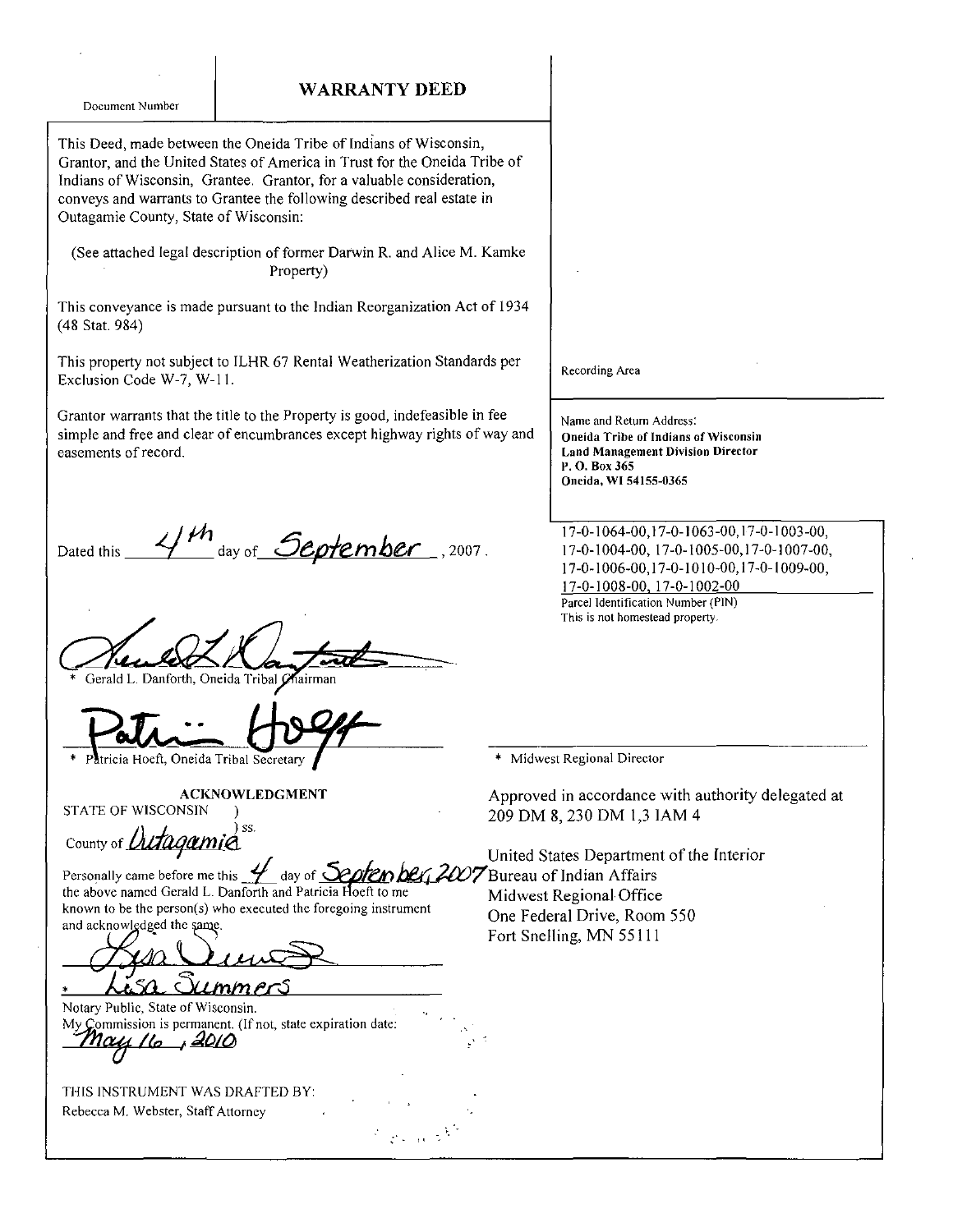Document Number

# WARRANTY DEED

This Deed, made between the Oneida Tribe of Indians of Wisconsin, Grantor, and the United States of America in Trust for the Oneida Tribe of Indians of Wisconsin, Grantee. Grantor, for a valuable consideration, conveys and warrants to Grantee the following described real estate in Outagamie County, State of Wisconsin:

(See attached legal description of former Darwin R. and Alice M. Kamke Property)

This conveyance is made pursuant to the Indian Reorganization Act of 1934 (48 Stat. 984)

This property not subject to ILHR 67 Rental Weatherization Standards per Exclusion Code W-7, W-11.

Grantor warrants that the title to the Property is good, indefeasible in fee simple and free and clear of encumbrances except highway rights of way and easements of record.

Recording Area

Name and Return Address:
**Oneida Tribe of Indians of Wisconsin**
**Land Management Division Director**
**P. O. Box 365**
**Oneida, WI 54155-0365**

17-0-1064-00,17-0-1063-00,17-0-1003-00, 17-0-1004-00, 17-0-1005-00,17-0-1007-00, 17-0-1006-00,17-0-1010-00,17-0-1009-00, 17-0-1008-00, 17-0-1002-00
Parcel Identification Number (PIN)
This is not homestead property.

Dated this 4th day of September, 2007.

\* Gerald L. Danforth, Oneida Tribal Chairman

\* Patricia Hoeft, Oneida Tribal Secretary

\* Midwest Regional Director

Approved in accordance with authority delegated at 209 DM 8, 230 DM 1,3 IAM 4

United States Department of the Interior
Bureau of Indian Affairs
Midwest Regional Office
One Federal Drive, Room 550
Fort Snelling, MN 55111

**ACKNOWLEDGMENT**

STATE OF WISCONSIN )
) ss.
County of Outagamie )

Personally came before me this 4 day of September, 2007 the above named Gerald L. Danforth and Patricia Hoeft to me known to be the person(s) who executed the foregoing instrument and acknowledged the same.

\* Lisa Summers
Notary Public, State of Wisconsin.
My Commission is permanent. (If not, state expiration date: May 16, 2010

THIS INSTRUMENT WAS DRAFTED BY:
Rebecca M. Webster, Staff Attorney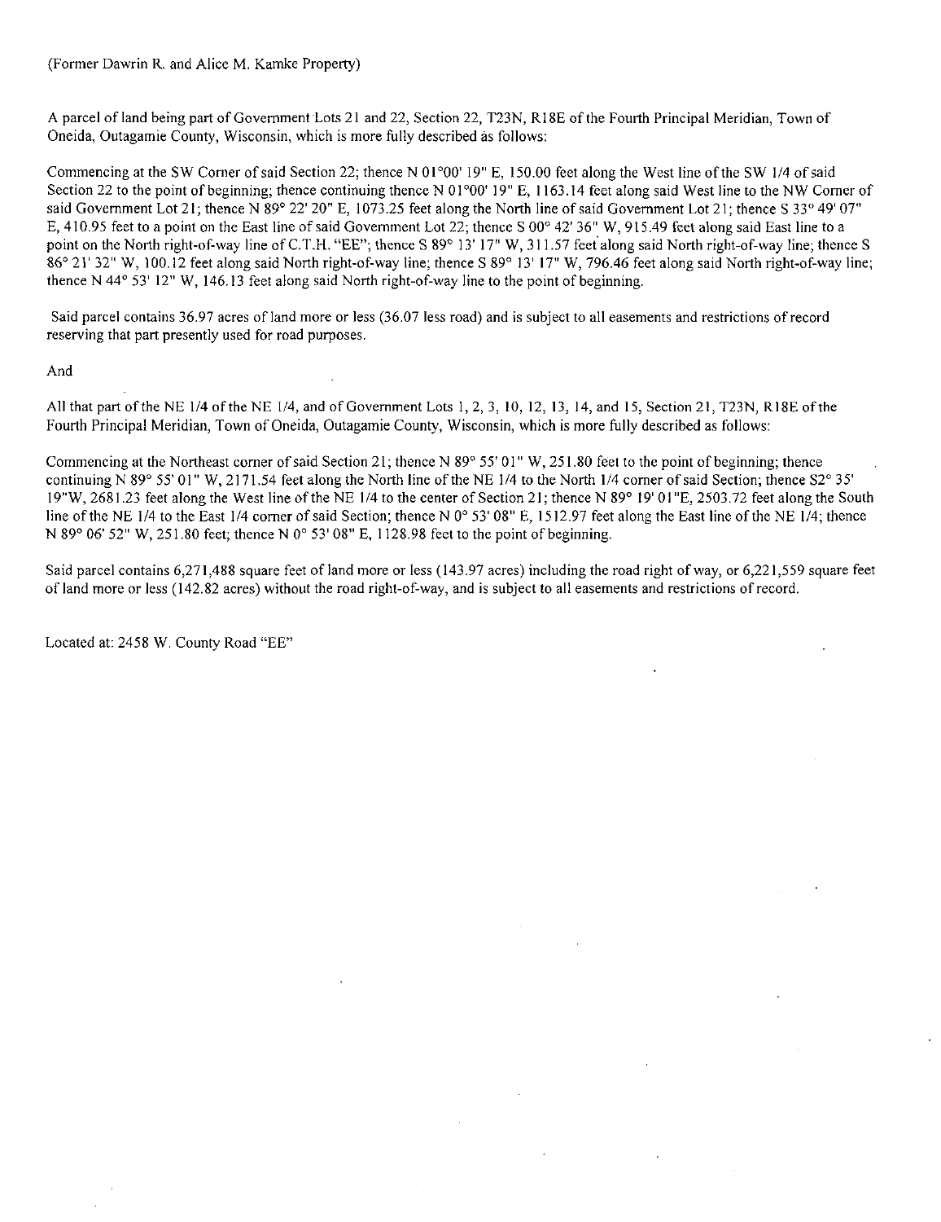(Former Dawrin R. and Alice M. Kamke Property)

A parcel of land being part of Government Lots 21 and 22, Section 22, T23N, R18E of the Fourth Principal Meridian, Town of Oneida, Outagamie County, Wisconsin, which is more fully described as follows:

Commencing at the SW Corner of said Section 22; thence N 01°00' 19" E, 150.00 feet along the West line of the SW 1/4 of said Section 22 to the point of beginning; thence continuing thence N 01°00' 19" E, 1163.14 feet along said West line to the NW Corner of said Government Lot 21; thence N 89° 22' 20" E, 1073.25 feet along the North line of said Government Lot 21; thence S 33° 49' 07" E, 410.95 feet to a point on the East line of said Government Lot 22; thence S 00° 42' 36" W, 915.49 feet along said East line to a point on the North right-of-way line of C.T.H. "EE"; thence S 89° 13' 17" W, 311.57 feet along said North right-of-way line; thence S 86° 21' 32" W, 100.12 feet along said North right-of-way line; thence S 89° 13' 17" W, 796.46 feet along said North right-of-way line; thence N 44° 53' 12" W, 146.13 feet along said North right-of-way line to the point of beginning.

Said parcel contains 36.97 acres of land more or less (36.07 less road) and is subject to all easements and restrictions of record reserving that part presently used for road purposes.

And

All that part of the NE 1/4 of the NE 1/4, and of Government Lots 1, 2, 3, 10, 12, 13, 14, and 15, Section 21, T23N, R18E of the Fourth Principal Meridian, Town of Oneida, Outagamie County, Wisconsin, which is more fully described as follows:

Commencing at the Northeast corner of said Section 21; thence N 89° 55' 01" W, 251.80 feet to the point of beginning; thence continuing N 89° 55' 01" W, 2171.54 feet along the North line of the NE 1/4 to the North 1/4 corner of said Section; thence S2° 35' 19"W, 2681.23 feet along the West line of the NE 1/4 to the center of Section 21; thence N 89° 19' 01"E, 2503.72 feet along the South line of the NE 1/4 to the East 1/4 corner of said Section; thence N 0° 53' 08" E, 1512.97 feet along the East line of the NE 1/4; thence N 89° 06' 52" W, 251.80 feet; thence N 0° 53' 08" E, 1128.98 feet to the point of beginning.

Said parcel contains 6,271,488 square feet of land more or less (143.97 acres) including the road right of way, or 6,221,559 square feet of land more or less (142.82 acres) without the road right-of-way, and is subject to all easements and restrictions of record.

Located at: 2458 W. County Road "EE"